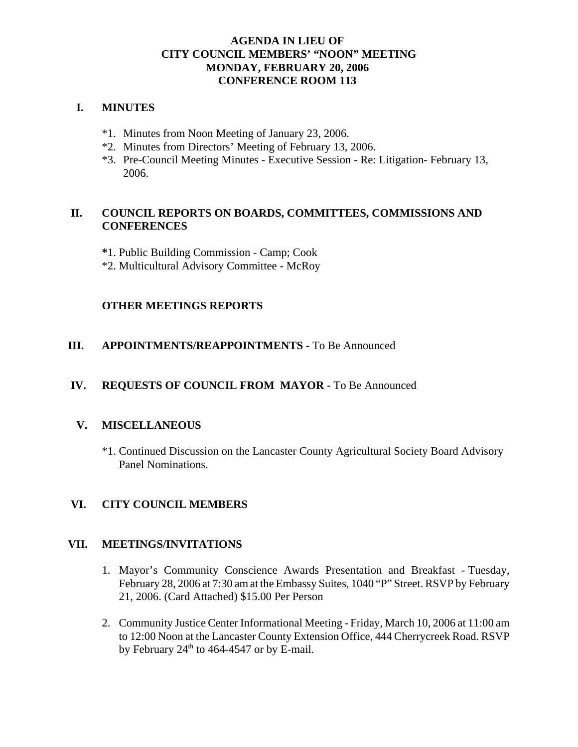# AGENDA IN LIEU OF
# CITY COUNCIL MEMBERS' "NOON" MEETING
# MONDAY, FEBRUARY 20, 2006
# CONFERENCE ROOM 113

## I. MINUTES

*1. Minutes from Noon Meeting of January 23, 2006.
*2. Minutes from Directors' Meeting of February 13, 2006.
*3. Pre-Council Meeting Minutes - Executive Session - Re: Litigation- February 13, 2006.

## II. COUNCIL REPORTS ON BOARDS, COMMITTEES, COMMISSIONS AND CONFERENCES

*1. Public Building Commission - Camp; Cook
*2. Multicultural Advisory Committee - McRoy

### OTHER MEETINGS REPORTS

## III. APPOINTMENTS/REAPPOINTMENTS - To Be Announced

## IV. REQUESTS OF COUNCIL FROM MAYOR - To Be Announced

## V. MISCELLANEOUS

*1. Continued Discussion on the Lancaster County Agricultural Society Board Advisory Panel Nominations.

## VI. CITY COUNCIL MEMBERS

## VII. MEETINGS/INVITATIONS

1. Mayor's Community Conscience Awards Presentation and Breakfast - Tuesday, February 28, 2006 at 7:30 am at the Embassy Suites, 1040 "P" Street. RSVP by February 21, 2006. (Card Attached) $15.00 Per Person

2. Community Justice Center Informational Meeting - Friday, March 10, 2006 at 11:00 am to 12:00 Noon at the Lancaster County Extension Office, 444 Cherrycreek Road. RSVP by February 24th to 464-4547 or by E-mail.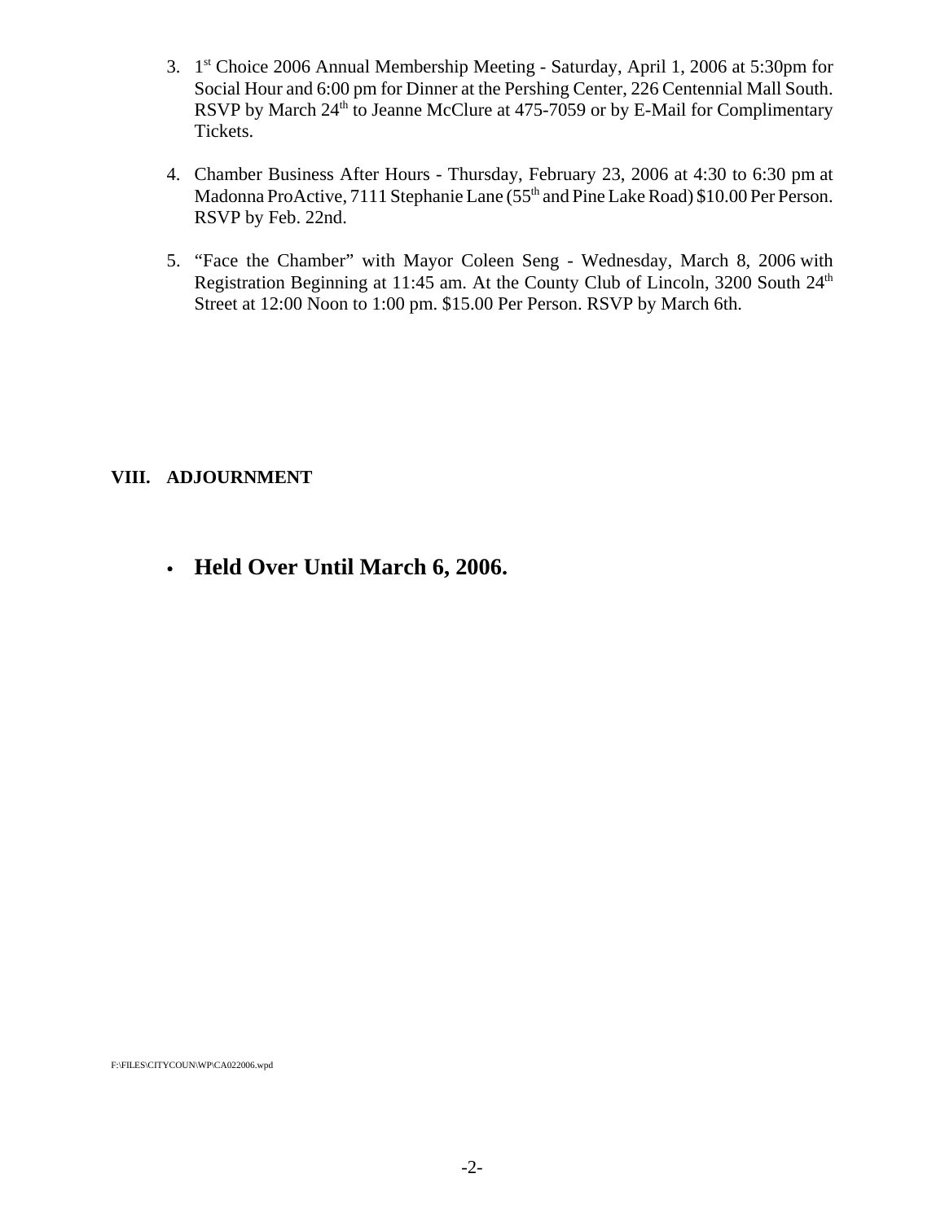3. 1st Choice 2006 Annual Membership Meeting - Saturday, April 1, 2006 at 5:30pm for Social Hour and 6:00 pm for Dinner at the Pershing Center, 226 Centennial Mall South. RSVP by March 24th to Jeanne McClure at 475-7059 or by E-Mail for Complimentary Tickets.

4. Chamber Business After Hours - Thursday, February 23, 2006 at 4:30 to 6:30 pm at Madonna ProActive, 7111 Stephanie Lane (55th and Pine Lake Road) $10.00 Per Person. RSVP by Feb. 22nd.

5. "Face the Chamber" with Mayor Coleen Seng - Wednesday, March 8, 2006 with Registration Beginning at 11:45 am. At the County Club of Lincoln, 3200 South 24th Street at 12:00 Noon to 1:00 pm. $15.00 Per Person. RSVP by March 6th.

**VIII. ADJOURNMENT**

- **Held Over Until March 6, 2006.**

F:\FILES\CITYCOUN\WP\CA022006.wpd